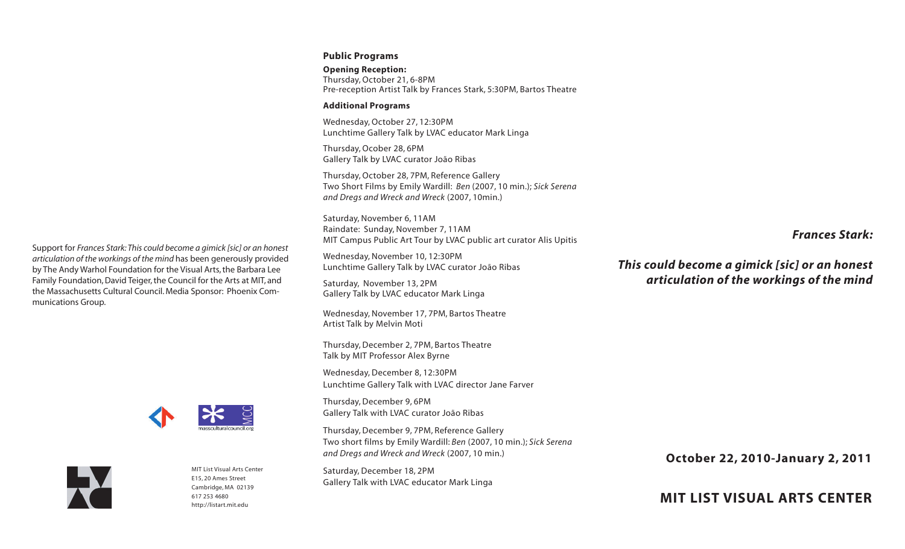# Frances Stark:

## *This could become a gimick [sic] or an honest articulation of the workings of the mind*

**October 22, 2010-January 2, 2011**

**MIT LIST VISUAL ARTS CENTER**

### Public Programs

**Opening Reception:**
Thursday, October 21, 6-8PM
Pre-reception Artist Talk by Frances Stark, 5:30PM, Bartos Theatre

**Additional Programs**

Wednesday, October 27, 12:30PM
Lunchtime Gallery Talk by LVAC educator Mark Linga

Thursday, Ocober 28, 6PM
Gallery Talk by LVAC curator João Ribas

Thursday, October 28, 7PM, Reference Gallery
Two Short Films by Emily Wardill: *Ben* (2007, 10 min.); *Sick Serena and Dregs and Wreck and Wreck* (2007, 10min.)

Saturday, November 6, 11AM
Raindate: Sunday, November 7, 11AM
MIT Campus Public Art Tour by LVAC public art curator Alis Upitis

Wednesday, November 10, 12:30PM
Lunchtime Gallery Talk by LVAC curator João Ribas

Saturday, November 13, 2PM
Gallery Talk by LVAC educator Mark Linga

Wednesday, November 17, 7PM, Bartos Theatre
Artist Talk by Melvin Moti

Thursday, December 2, 7PM, Bartos Theatre
Talk by MIT Professor Alex Byrne

Wednesday, December 8, 12:30PM
Lunchtime Gallery Talk with LVAC director Jane Farver

Thursday, December 9, 6PM
Gallery Talk with LVAC curator João Ribas

Thursday, December 9, 7PM, Reference Gallery
Two short films by Emily Wardill: *Ben* (2007, 10 min.); *Sick Serena and Dregs and Wreck and Wreck* (2007, 10 min.)

Saturday, December 18, 2PM
Gallery Talk with LVAC educator Mark Linga

Support for *Frances Stark: This could become a gimick [sic] or an honest articulation of the workings of the mind* has been generously provided by The Andy Warhol Foundation for the Visual Arts, the Barbara Lee Family Foundation, David Teiger, the Council for the Arts at MIT, and the Massachusetts Cultural Council. Media Sponsor: Phoenix Communications Group.

MCC
massculturalcouncil.org

MIT List Visual Arts Center
E15, 20 Ames Street
Cambridge, MA 02139
617 253 4680
http://listart.mit.edu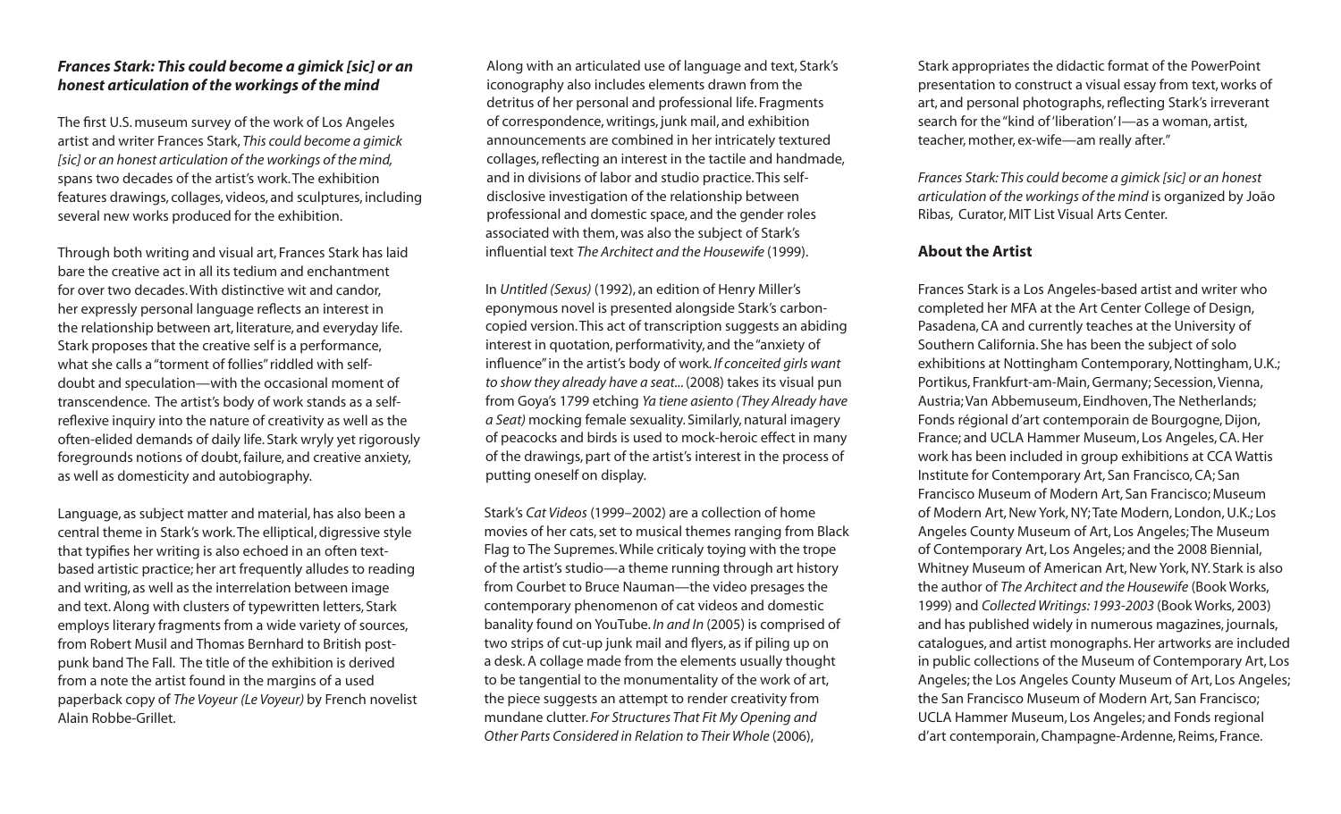### ***Frances Stark: This could become a gimick [sic] or an honest articulation of the workings of the mind***

The first U.S. museum survey of the work of Los Angeles artist and writer Frances Stark, *This could become a gimick [sic] or an honest articulation of the workings of the mind,* spans two decades of the artist's work. The exhibition features drawings, collages, videos, and sculptures, including several new works produced for the exhibition.

Through both writing and visual art, Frances Stark has laid bare the creative act in all its tedium and enchantment for over two decades. With distinctive wit and candor, her expressly personal language reflects an interest in the relationship between art, literature, and everyday life. Stark proposes that the creative self is a performance, what she calls a "torment of follies" riddled with self-doubt and speculation—with the occasional moment of transcendence. The artist's body of work stands as a self-reflexive inquiry into the nature of creativity as well as the often-elided demands of daily life. Stark wryly yet rigorously foregrounds notions of doubt, failure, and creative anxiety, as well as domesticity and autobiography.

Language, as subject matter and material, has also been a central theme in Stark's work. The elliptical, digressive style that typifies her writing is also echoed in an often text-based artistic practice; her art frequently alludes to reading and writing, as well as the interrelation between image and text. Along with clusters of typewritten letters, Stark employs literary fragments from a wide variety of sources, from Robert Musil and Thomas Bernhard to British post-punk band The Fall. The title of the exhibition is derived from a note the artist found in the margins of a used paperback copy of *The Voyeur (Le Voyeur)* by French novelist Alain Robbe-Grillet.

Along with an articulated use of language and text, Stark's iconography also includes elements drawn from the detritus of her personal and professional life. Fragments of correspondence, writings, junk mail, and exhibition announcements are combined in her intricately textured collages, reflecting an interest in the tactile and handmade, and in divisions of labor and studio practice. This self-disclosive investigation of the relationship between professional and domestic space, and the gender roles associated with them, was also the subject of Stark's influential text *The Architect and the Housewife* (1999).

In *Untitled (Sexus)* (1992), an edition of Henry Miller's eponymous novel is presented alongside Stark's carbon-copied version. This act of transcription suggests an abiding interest in quotation, performativity, and the "anxiety of influence" in the artist's body of work. *If conceited girls want to show they already have a seat...* (2008) takes its visual pun from Goya's 1799 etching *Ya tiene asiento (They Already have a Seat)* mocking female sexuality. Similarly, natural imagery of peacocks and birds is used to mock-heroic effect in many of the drawings, part of the artist's interest in the process of putting oneself on display.

Stark's *Cat Videos* (1999–2002) are a collection of home movies of her cats, set to musical themes ranging from Black Flag to The Supremes. While criticaly toying with the trope of the artist's studio—a theme running through art history from Courbet to Bruce Nauman—the video presages the contemporary phenomenon of cat videos and obsessive banality found on YouTube. *In and In* (2005) is comprised of two strips of cut-up junk mail and flyers, as if piling up on a desk. A collage made from the elements usually thought to be tangential to the monumentality of the work of art, the piece suggests an attempt to render creativity from mundane clutter. *For Structures That Fit My Opening and Other Parts Considered in Relation to Their Whole* (2006), Stark appropriates the didactic format of the PowerPoint presentation to construct a visual essay from text, works of art, and personal photographs, reflecting Stark's irreverant search for the "kind of 'liberation' I—as a woman, artist, teacher, mother, ex-wife—am really after."

*Frances Stark: This could become a gimick [sic] or an honest articulation of the workings of the mind* is organized by João Ribas, Curator, MIT List Visual Arts Center.

### About the Artist

Frances Stark is a Los Angeles-based artist and writer who completed her MFA at the Art Center College of Design, Pasadena, CA and currently teaches at the University of Southern California. She has been the subject of solo exhibitions at Nottingham Contemporary, Nottingham, U.K.; Portikus, Frankfurt-am-Main, Germany; Secession, Vienna, Austria; Van Abbemuseum, Eindhoven, The Netherlands; Fonds régional d'art contemporain de Bourgogne, Dijon, France; and UCLA Hammer Museum, Los Angeles, CA. Her work has been included in group exhibitions at CCA Wattis Institute for Contemporary Art, San Francisco, CA; San Francisco Museum of Modern Art, San Francisco; Museum of Modern Art, New York, NY; Tate Modern, London, U.K.; Los Angeles County Museum of Art, Los Angeles; The Museum of Contemporary Art, Los Angeles; and the 2008 Biennial, Whitney Museum of American Art, New York, NY. Stark is also the author of *The Architect and the Housewife* (Book Works, 1999) and *Collected Writings: 1993-2003* (Book Works, 2003) and has published widely in numerous magazines, journals, catalogues, and artist monographs. Her artworks are included in public collections of the Museum of Contemporary Art, Los Angeles; the Los Angeles County Museum of Art, Los Angeles; the San Francisco Museum of Modern Art, San Francisco; UCLA Hammer Museum, Los Angeles; and Fonds regional d'art contemporain, Champagne-Ardenne, Reims, France.